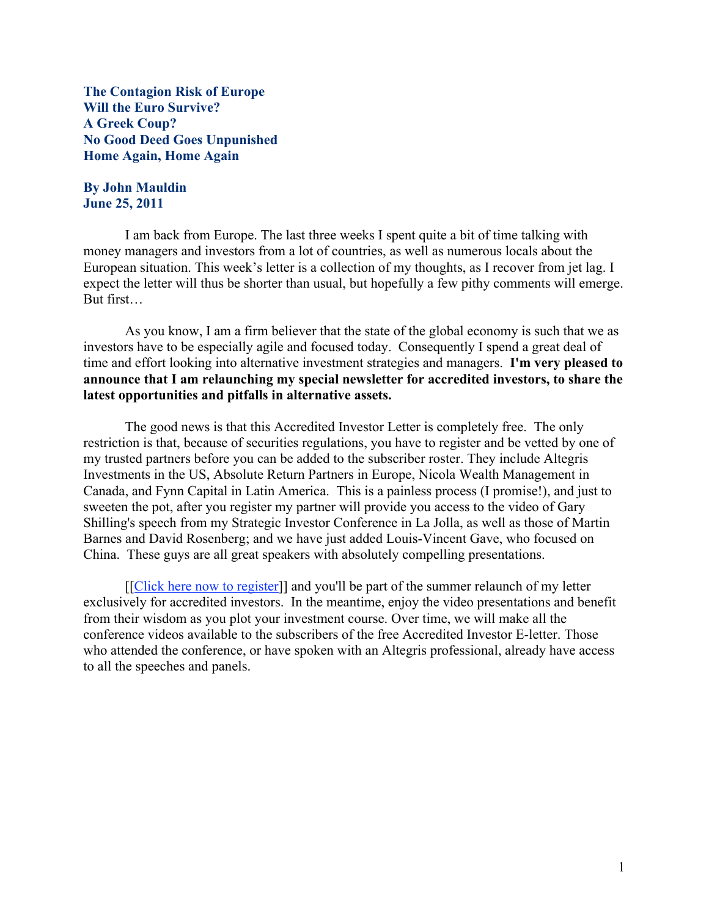**The Contagion Risk of Europe**
**Will the Euro Survive?**
**A Greek Coup?**
**No Good Deed Goes Unpunished**
**Home Again, Home Again**

**By John Mauldin**
**June 25, 2011**

I am back from Europe. The last three weeks I spent quite a bit of time talking with money managers and investors from a lot of countries, as well as numerous locals about the European situation. This week's letter is a collection of my thoughts, as I recover from jet lag. I expect the letter will thus be shorter than usual, but hopefully a few pithy comments will emerge. But first…

As you know, I am a firm believer that the state of the global economy is such that we as investors have to be especially agile and focused today. Consequently I spend a great deal of time and effort looking into alternative investment strategies and managers. **I'm very pleased to announce that I am relaunching my special newsletter for accredited investors, to share the latest opportunities and pitfalls in alternative assets.**

The good news is that this Accredited Investor Letter is completely free. The only restriction is that, because of securities regulations, you have to register and be vetted by one of my trusted partners before you can be added to the subscriber roster. They include Altegris Investments in the US, Absolute Return Partners in Europe, Nicola Wealth Management in Canada, and Fynn Capital in Latin America. This is a painless process (I promise!), and just to sweeten the pot, after you register my partner will provide you access to the video of Gary Shilling's speech from my Strategic Investor Conference in La Jolla, as well as those of Martin Barnes and David Rosenberg; and we have just added Louis-Vincent Gave, who focused on China. These guys are all great speakers with absolutely compelling presentations.

[[Click here now to register]] and you'll be part of the summer relaunch of my letter exclusively for accredited investors. In the meantime, enjoy the video presentations and benefit from their wisdom as you plot your investment course. Over time, we will make all the conference videos available to the subscribers of the free Accredited Investor E-letter. Those who attended the conference, or have spoken with an Altegris professional, already have access to all the speeches and panels.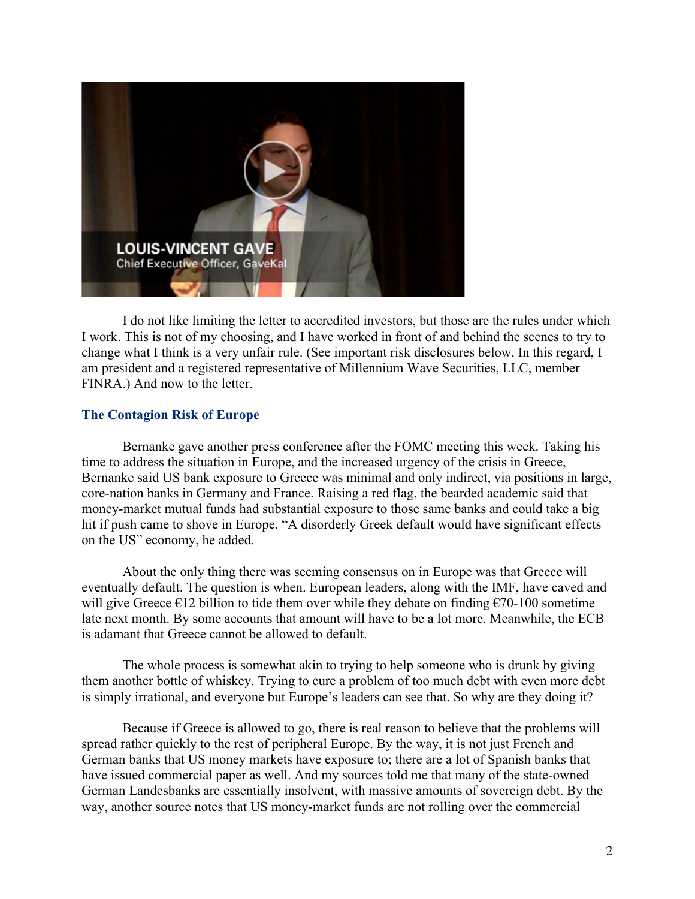LOUIS-VINCENT GAVE
Chief Executive Officer, GaveKal

I do not like limiting the letter to accredited investors, but those are the rules under which I work. This is not of my choosing, and I have worked in front of and behind the scenes to try to change what I think is a very unfair rule. (See important risk disclosures below. In this regard, I am president and a registered representative of Millennium Wave Securities, LLC, member FINRA.) And now to the letter.

## The Contagion Risk of Europe

Bernanke gave another press conference after the FOMC meeting this week. Taking his time to address the situation in Europe, and the increased urgency of the crisis in Greece, Bernanke said US bank exposure to Greece was minimal and only indirect, via positions in large, core-nation banks in Germany and France. Raising a red flag, the bearded academic said that money-market mutual funds had substantial exposure to those same banks and could take a big hit if push came to shove in Europe. "A disorderly Greek default would have significant effects on the US" economy, he added.

About the only thing there was seeming consensus on in Europe was that Greece will eventually default. The question is when. European leaders, along with the IMF, have caved and will give Greece €12 billion to tide them over while they debate on finding €70-100 sometime late next month. By some accounts that amount will have to be a lot more. Meanwhile, the ECB is adamant that Greece cannot be allowed to default.

The whole process is somewhat akin to trying to help someone who is drunk by giving them another bottle of whiskey. Trying to cure a problem of too much debt with even more debt is simply irrational, and everyone but Europe's leaders can see that. So why are they doing it?

Because if Greece is allowed to go, there is real reason to believe that the problems will spread rather quickly to the rest of peripheral Europe. By the way, it is not just French and German banks that US money markets have exposure to; there are a lot of Spanish banks that have issued commercial paper as well. And my sources told me that many of the state-owned German Landesbanks are essentially insolvent, with massive amounts of sovereign debt. By the way, another source notes that US money-market funds are not rolling over the commercial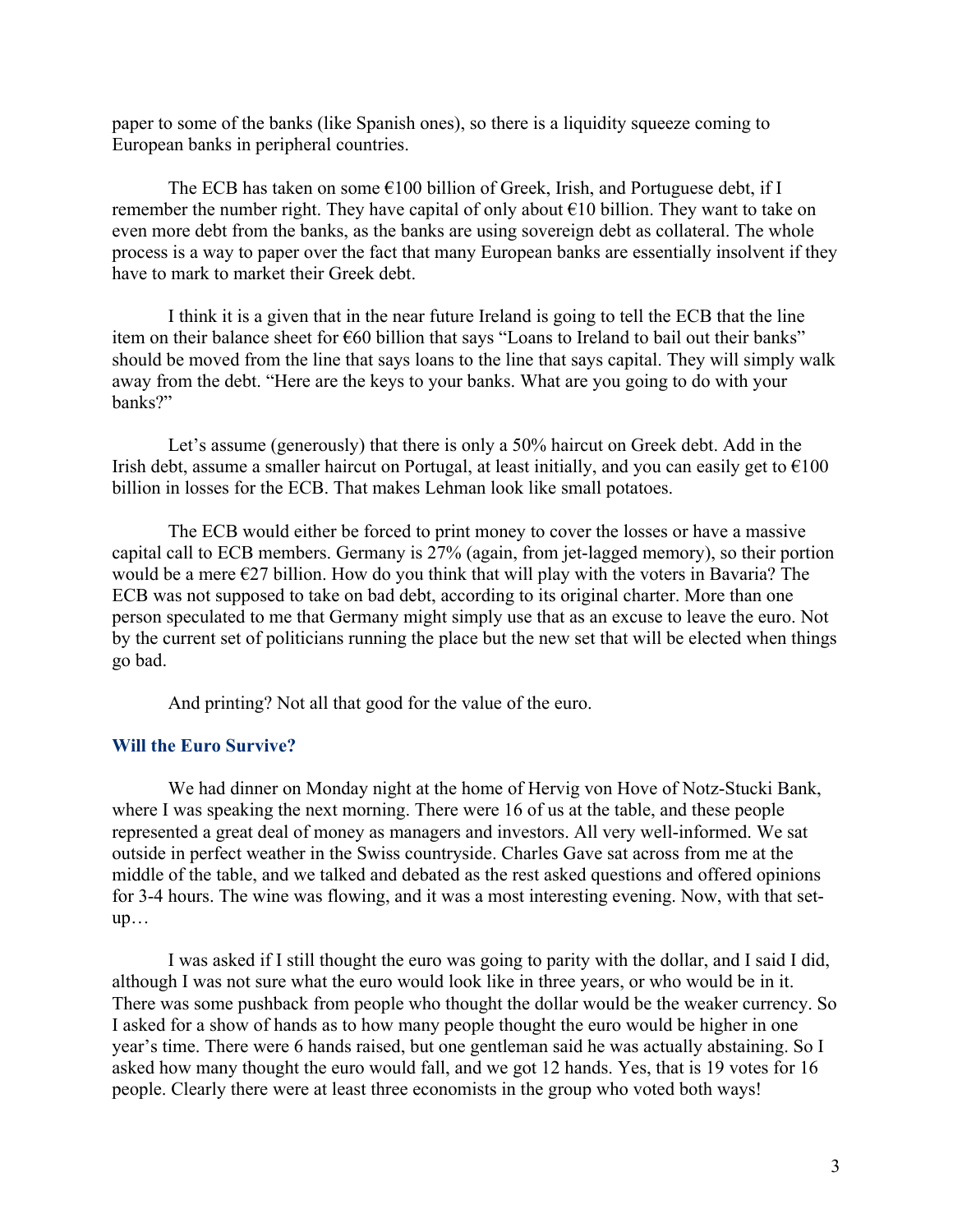paper to some of the banks (like Spanish ones), so there is a liquidity squeeze coming to European banks in peripheral countries.

The ECB has taken on some €100 billion of Greek, Irish, and Portuguese debt, if I remember the number right. They have capital of only about €10 billion. They want to take on even more debt from the banks, as the banks are using sovereign debt as collateral. The whole process is a way to paper over the fact that many European banks are essentially insolvent if they have to mark to market their Greek debt.

I think it is a given that in the near future Ireland is going to tell the ECB that the line item on their balance sheet for €60 billion that says "Loans to Ireland to bail out their banks" should be moved from the line that says loans to the line that says capital. They will simply walk away from the debt. "Here are the keys to your banks. What are you going to do with your banks?"

Let's assume (generously) that there is only a 50% haircut on Greek debt. Add in the Irish debt, assume a smaller haircut on Portugal, at least initially, and you can easily get to €100 billion in losses for the ECB. That makes Lehman look like small potatoes.

The ECB would either be forced to print money to cover the losses or have a massive capital call to ECB members. Germany is 27% (again, from jet-lagged memory), so their portion would be a mere €27 billion. How do you think that will play with the voters in Bavaria? The ECB was not supposed to take on bad debt, according to its original charter. More than one person speculated to me that Germany might simply use that as an excuse to leave the euro. Not by the current set of politicians running the place but the new set that will be elected when things go bad.

And printing? Not all that good for the value of the euro.

### Will the Euro Survive?

We had dinner on Monday night at the home of Hervig von Hove of Notz-Stucki Bank, where I was speaking the next morning. There were 16 of us at the table, and these people represented a great deal of money as managers and investors. All very well-informed. We sat outside in perfect weather in the Swiss countryside. Charles Gave sat across from me at the middle of the table, and we talked and debated as the rest asked questions and offered opinions for 3-4 hours. The wine was flowing, and it was a most interesting evening. Now, with that set-up…

I was asked if I still thought the euro was going to parity with the dollar, and I said I did, although I was not sure what the euro would look like in three years, or who would be in it. There was some pushback from people who thought the dollar would be the weaker currency. So I asked for a show of hands as to how many people thought the euro would be higher in one year's time. There were 6 hands raised, but one gentleman said he was actually abstaining. So I asked how many thought the euro would fall, and we got 12 hands. Yes, that is 19 votes for 16 people. Clearly there were at least three economists in the group who voted both ways!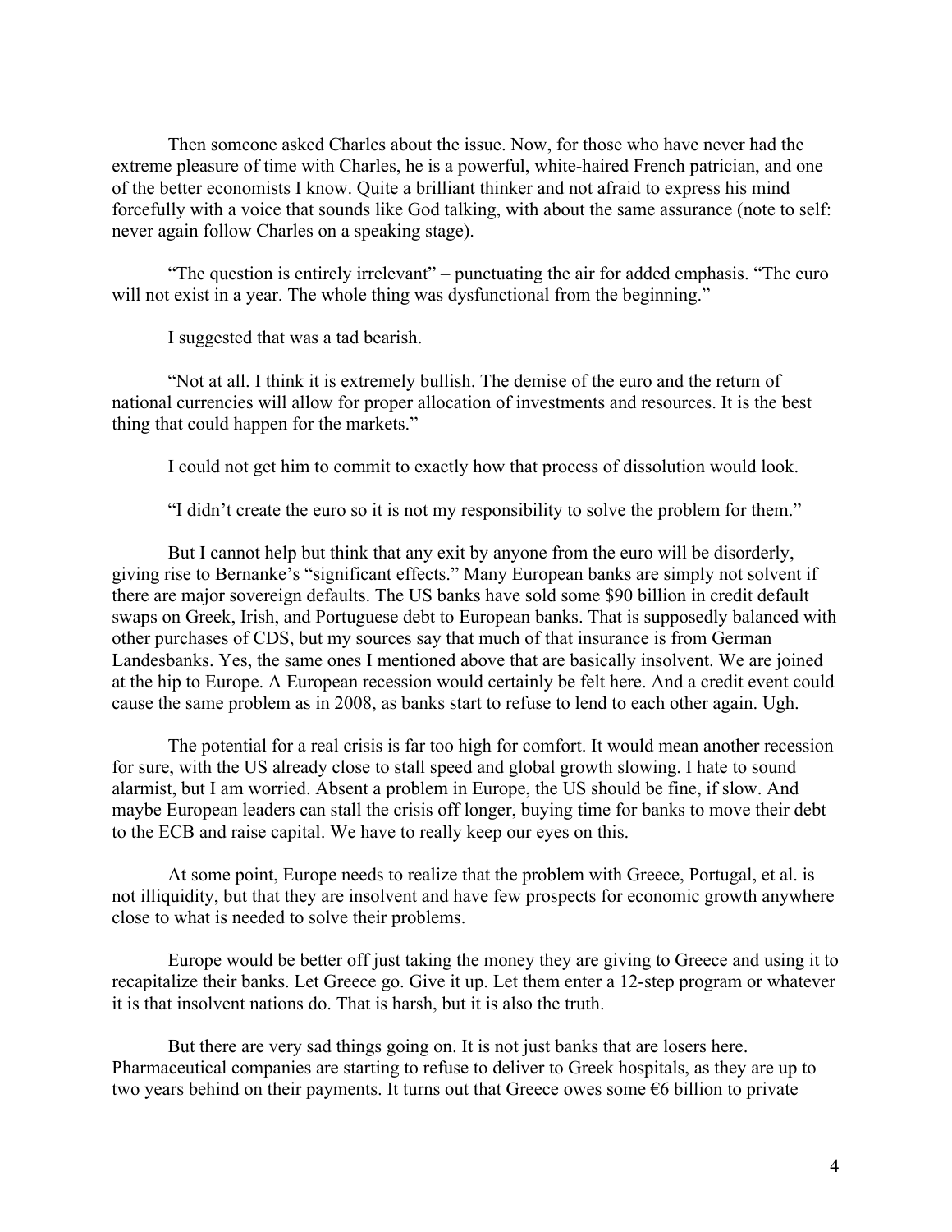Then someone asked Charles about the issue. Now, for those who have never had the extreme pleasure of time with Charles, he is a powerful, white-haired French patrician, and one of the better economists I know. Quite a brilliant thinker and not afraid to express his mind forcefully with a voice that sounds like God talking, with about the same assurance (note to self: never again follow Charles on a speaking stage).

"The question is entirely irrelevant" – punctuating the air for added emphasis. "The euro will not exist in a year. The whole thing was dysfunctional from the beginning."

I suggested that was a tad bearish.

"Not at all. I think it is extremely bullish. The demise of the euro and the return of national currencies will allow for proper allocation of investments and resources. It is the best thing that could happen for the markets."

I could not get him to commit to exactly how that process of dissolution would look.

"I didn't create the euro so it is not my responsibility to solve the problem for them."

But I cannot help but think that any exit by anyone from the euro will be disorderly, giving rise to Bernanke's "significant effects." Many European banks are simply not solvent if there are major sovereign defaults. The US banks have sold some $90 billion in credit default swaps on Greek, Irish, and Portuguese debt to European banks. That is supposedly balanced with other purchases of CDS, but my sources say that much of that insurance is from German Landesbanks. Yes, the same ones I mentioned above that are basically insolvent. We are joined at the hip to Europe. A European recession would certainly be felt here. And a credit event could cause the same problem as in 2008, as banks start to refuse to lend to each other again. Ugh.

The potential for a real crisis is far too high for comfort. It would mean another recession for sure, with the US already close to stall speed and global growth slowing. I hate to sound alarmist, but I am worried. Absent a problem in Europe, the US should be fine, if slow. And maybe European leaders can stall the crisis off longer, buying time for banks to move their debt to the ECB and raise capital. We have to really keep our eyes on this.

At some point, Europe needs to realize that the problem with Greece, Portugal, et al. is not illiquidity, but that they are insolvent and have few prospects for economic growth anywhere close to what is needed to solve their problems.

Europe would be better off just taking the money they are giving to Greece and using it to recapitalize their banks. Let Greece go. Give it up. Let them enter a 12-step program or whatever it is that insolvent nations do. That is harsh, but it is also the truth.

But there are very sad things going on. It is not just banks that are losers here. Pharmaceutical companies are starting to refuse to deliver to Greek hospitals, as they are up to two years behind on their payments. It turns out that Greece owes some €6 billion to private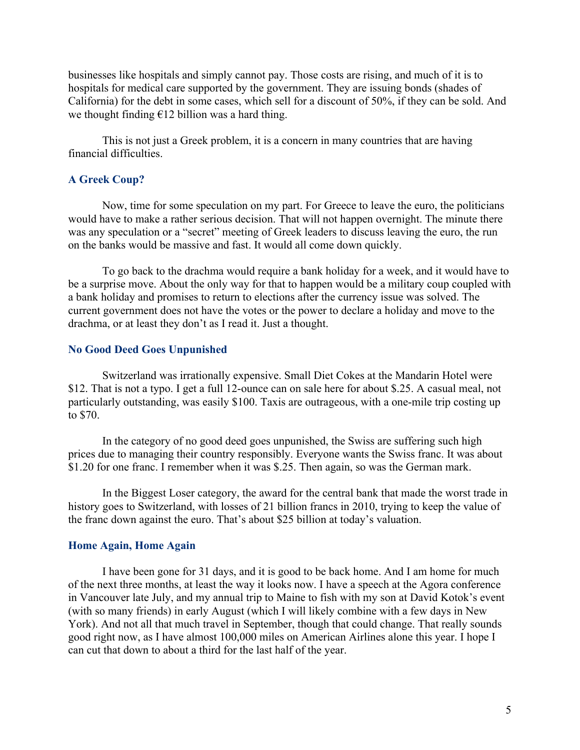businesses like hospitals and simply cannot pay. Those costs are rising, and much of it is to hospitals for medical care supported by the government. They are issuing bonds (shades of California) for the debt in some cases, which sell for a discount of 50%, if they can be sold. And we thought finding €12 billion was a hard thing.

This is not just a Greek problem, it is a concern in many countries that are having financial difficulties.

### A Greek Coup?

Now, time for some speculation on my part. For Greece to leave the euro, the politicians would have to make a rather serious decision. That will not happen overnight. The minute there was any speculation or a "secret" meeting of Greek leaders to discuss leaving the euro, the run on the banks would be massive and fast. It would all come down quickly.

To go back to the drachma would require a bank holiday for a week, and it would have to be a surprise move. About the only way for that to happen would be a military coup coupled with a bank holiday and promises to return to elections after the currency issue was solved. The current government does not have the votes or the power to declare a holiday and move to the drachma, or at least they don't as I read it. Just a thought.

### No Good Deed Goes Unpunished

Switzerland was irrationally expensive. Small Diet Cokes at the Mandarin Hotel were $12. That is not a typo. I get a full 12-ounce can on sale here for about $.25. A casual meal, not particularly outstanding, was easily $100. Taxis are outrageous, with a one-mile trip costing up to $70.

In the category of no good deed goes unpunished, the Swiss are suffering such high prices due to managing their country responsibly. Everyone wants the Swiss franc. It was about $1.20 for one franc. I remember when it was $.25. Then again, so was the German mark.

In the Biggest Loser category, the award for the central bank that made the worst trade in history goes to Switzerland, with losses of 21 billion francs in 2010, trying to keep the value of the franc down against the euro. That's about $25 billion at today's valuation.

### Home Again, Home Again

I have been gone for 31 days, and it is good to be back home. And I am home for much of the next three months, at least the way it looks now. I have a speech at the Agora conference in Vancouver late July, and my annual trip to Maine to fish with my son at David Kotok's event (with so many friends) in early August (which I will likely combine with a few days in New York). And not all that much travel in September, though that could change. That really sounds good right now, as I have almost 100,000 miles on American Airlines alone this year. I hope I can cut that down to about a third for the last half of the year.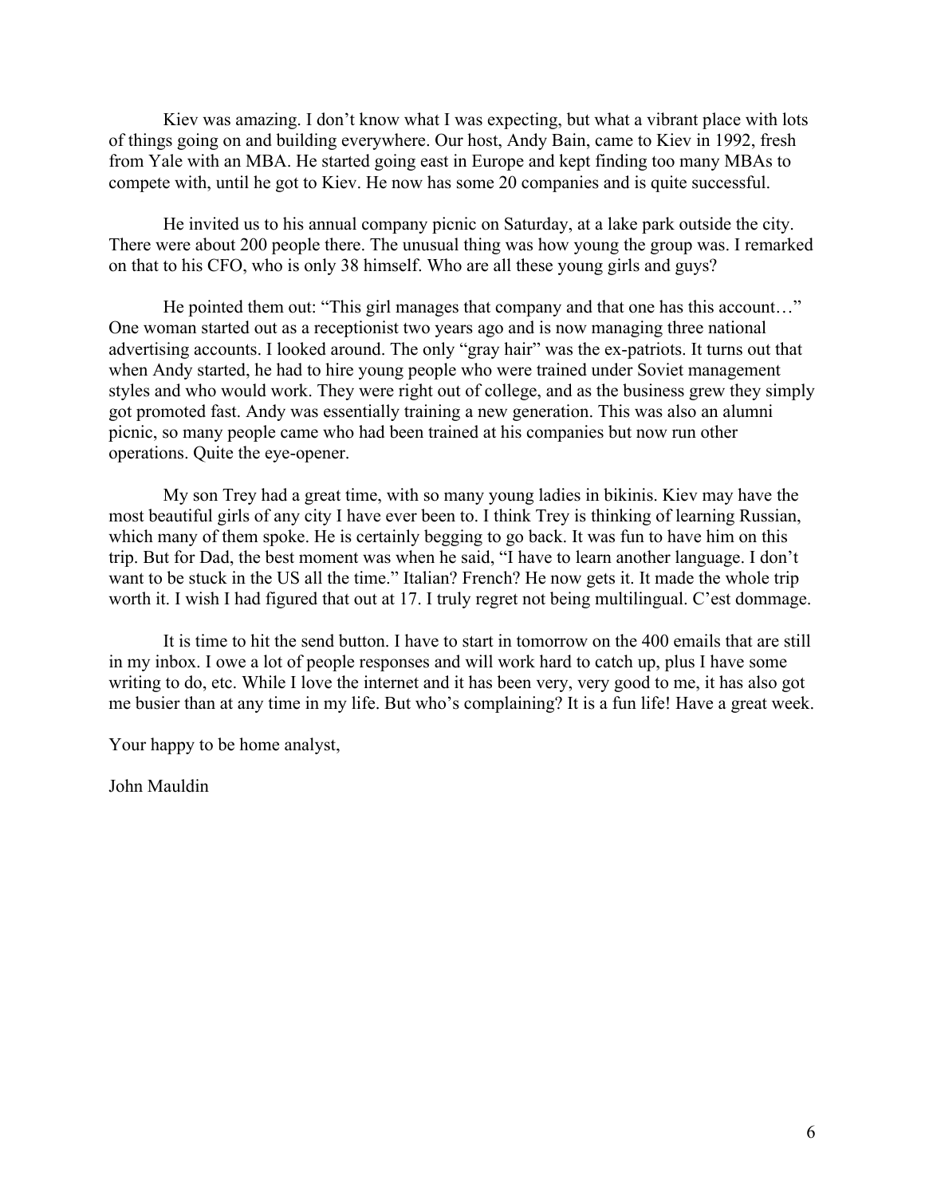Kiev was amazing. I don't know what I was expecting, but what a vibrant place with lots of things going on and building everywhere. Our host, Andy Bain, came to Kiev in 1992, fresh from Yale with an MBA. He started going east in Europe and kept finding too many MBAs to compete with, until he got to Kiev. He now has some 20 companies and is quite successful.

He invited us to his annual company picnic on Saturday, at a lake park outside the city. There were about 200 people there. The unusual thing was how young the group was. I remarked on that to his CFO, who is only 38 himself. Who are all these young girls and guys?

He pointed them out: "This girl manages that company and that one has this account…" One woman started out as a receptionist two years ago and is now managing three national advertising accounts. I looked around. The only "gray hair" was the ex-patriots. It turns out that when Andy started, he had to hire young people who were trained under Soviet management styles and who would work. They were right out of college, and as the business grew they simply got promoted fast. Andy was essentially training a new generation. This was also an alumni picnic, so many people came who had been trained at his companies but now run other operations. Quite the eye-opener.

My son Trey had a great time, with so many young ladies in bikinis. Kiev may have the most beautiful girls of any city I have ever been to. I think Trey is thinking of learning Russian, which many of them spoke. He is certainly begging to go back. It was fun to have him on this trip. But for Dad, the best moment was when he said, "I have to learn another language. I don't want to be stuck in the US all the time." Italian? French? He now gets it. It made the whole trip worth it. I wish I had figured that out at 17. I truly regret not being multilingual. C'est dommage.

It is time to hit the send button. I have to start in tomorrow on the 400 emails that are still in my inbox. I owe a lot of people responses and will work hard to catch up, plus I have some writing to do, etc. While I love the internet and it has been very, very good to me, it has also got me busier than at any time in my life. But who's complaining? It is a fun life! Have a great week.

Your happy to be home analyst,

John Mauldin